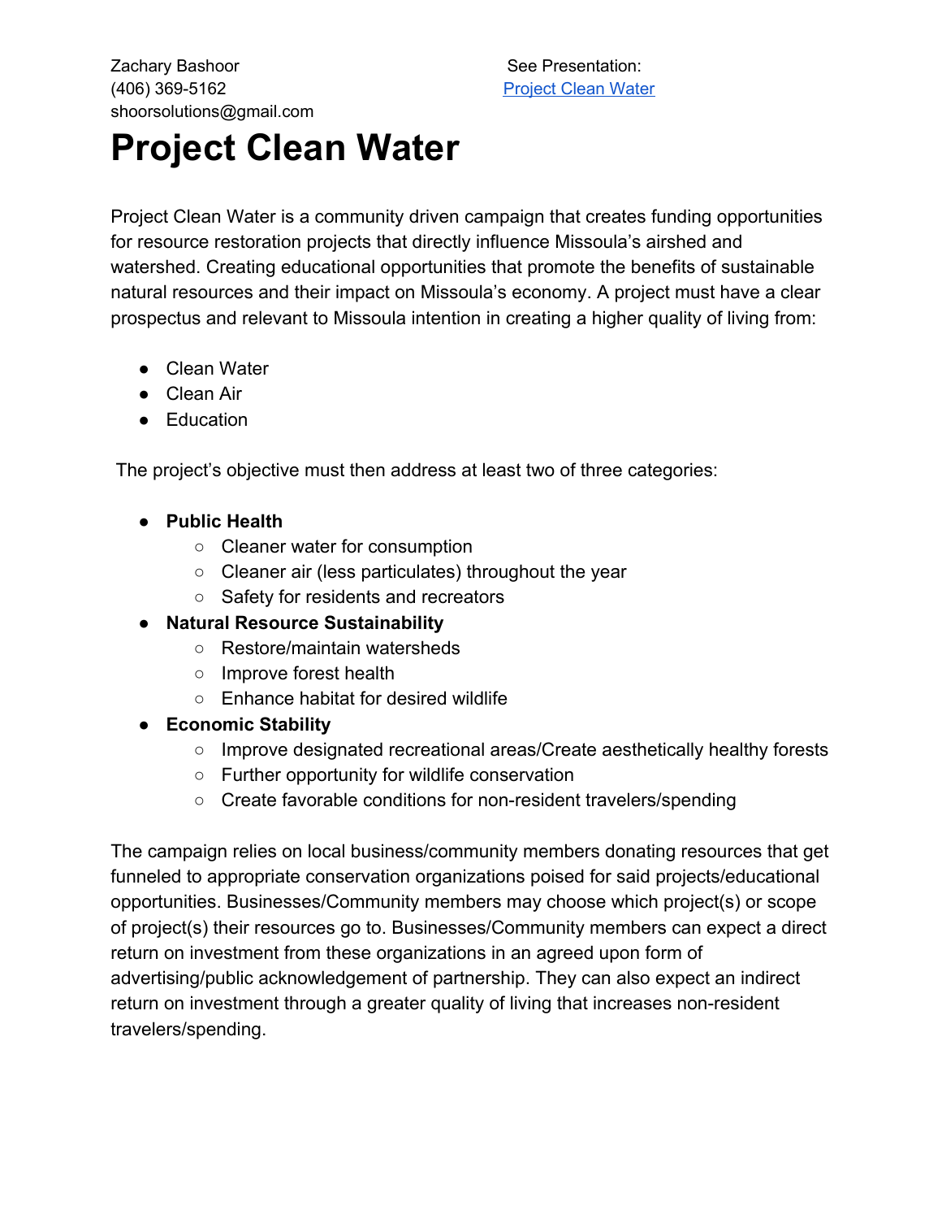Zachary Bashoor
(406) 369-5162
shoorsolutions@gmail.com

See Presentation:
[Project Clean Water]

# Project Clean Water

Project Clean Water is a community driven campaign that creates funding opportunities for resource restoration projects that directly influence Missoula's airshed and watershed. Creating educational opportunities that promote the benefits of sustainable natural resources and their impact on Missoula's economy. A project must have a clear prospectus and relevant to Missoula intention in creating a higher quality of living from:

- Clean Water
- Clean Air
- Education

The project's objective must then address at least two of three categories:

- **Public Health**
  - Cleaner water for consumption
  - Cleaner air (less particulates) throughout the year
  - Safety for residents and recreators
- **Natural Resource Sustainability**
  - Restore/maintain watersheds
  - Improve forest health
  - Enhance habitat for desired wildlife
- **Economic Stability**
  - Improve designated recreational areas/Create aesthetically healthy forests
  - Further opportunity for wildlife conservation
  - Create favorable conditions for non-resident travelers/spending

The campaign relies on local business/community members donating resources that get funneled to appropriate conservation organizations poised for said projects/educational opportunities. Businesses/Community members may choose which project(s) or scope of project(s) their resources go to. Businesses/Community members can expect a direct return on investment from these organizations in an agreed upon form of advertising/public acknowledgement of partnership. They can also expect an indirect return on investment through a greater quality of living that increases non-resident travelers/spending.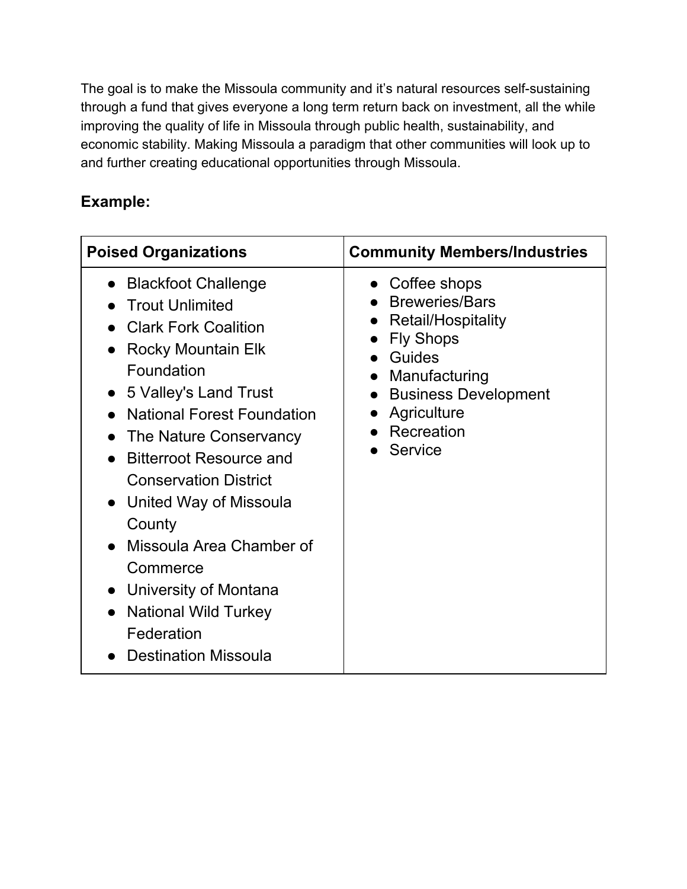The goal is to make the Missoula community and it's natural resources self-sustaining through a fund that gives everyone a long term return back on investment, all the while improving the quality of life in Missoula through public health, sustainability, and economic stability. Making Missoula a paradigm that other communities will look up to and further creating educational opportunities through Missoula.

## Example:

| Poised Organizations | Community Members/Industries |
| --- | --- |
| • Blackfoot Challenge<br>• Trout Unlimited<br>• Clark Fork Coalition<br>• Rocky Mountain Elk Foundation<br>• 5 Valley's Land Trust<br>• National Forest Foundation<br>• The Nature Conservancy<br>• Bitterroot Resource and Conservation District<br>• United Way of Missoula County<br>• Missoula Area Chamber of Commerce<br>• University of Montana<br>• National Wild Turkey Federation<br>• Destination Missoula | • Coffee shops<br>• Breweries/Bars<br>• Retail/Hospitality<br>• Fly Shops<br>• Guides<br>• Manufacturing<br>• Business Development<br>• Agriculture<br>• Recreation<br>• Service |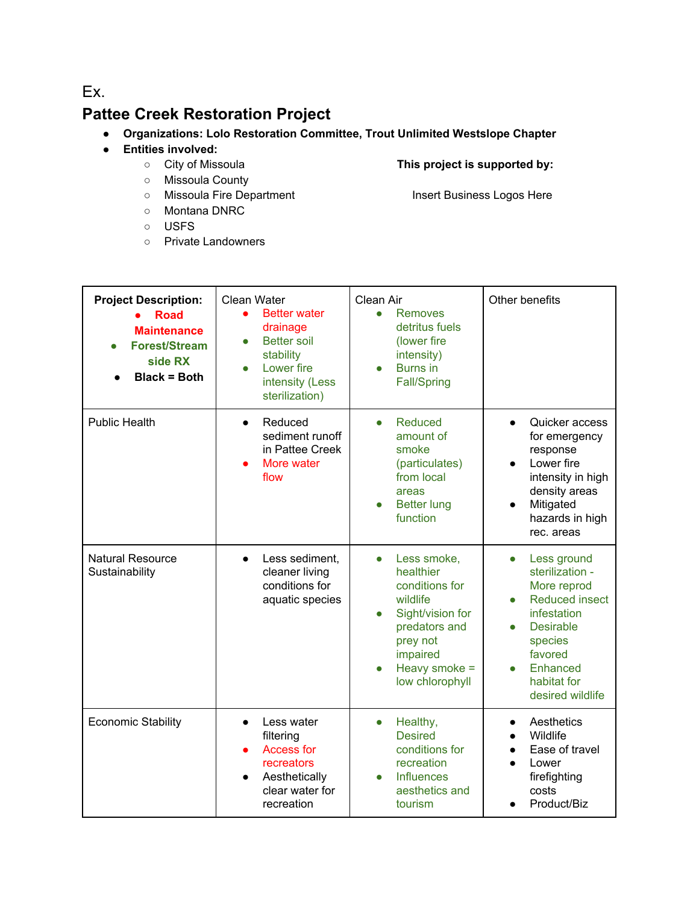Ex.

## Pattee Creek Restoration Project

- **Organizations: Lolo Restoration Committee, Trout Unlimited Westslope Chapter**
- **Entities involved:**
  - City of Missoula
  - Missoula County
  - Missoula Fire Department
  - Montana DNRC
  - USFS
  - Private Landowners

**This project is supported by:**

Insert Business Logos Here

| **Project Description:**<br>• **Road Maintenance**<br>• **Forest/Stream side RX**<br>• **Black = Both** | Clean Water<br>• Better water drainage<br>• Better soil stability<br>• Lower fire intensity (Less sterilization) | Clean Air<br>• Removes detritus fuels (lower fire intensity)<br>• Burns in Fall/Spring | Other benefits |
|---|---|---|---|
| Public Health | • Reduced sediment runoff in Pattee Creek<br>• More water flow | • Reduced amount of smoke (particulates) from local areas<br>• Better lung function | • Quicker access for emergency response<br>• Lower fire intensity in high density areas<br>• Mitigated hazards in high rec. areas |
| Natural Resource Sustainability | • Less sediment, cleaner living conditions for aquatic species | • Less smoke, healthier conditions for wildlife<br>• Sight/vision for predators and prey not impaired<br>• Heavy smoke = low chlorophyll | • Less ground sterilization - More reprod<br>• Reduced insect infestation<br>• Desirable species favored<br>• Enhanced habitat for desired wildlife |
| Economic Stability | • Less water filtering<br>• Access for recreators<br>• Aesthetically clear water for recreation | • Healthy, Desired conditions for recreation<br>• Influences aesthetics and tourism | • Aesthetics<br>• Wildlife<br>• Ease of travel<br>• Lower firefighting costs<br>• Product/Biz |